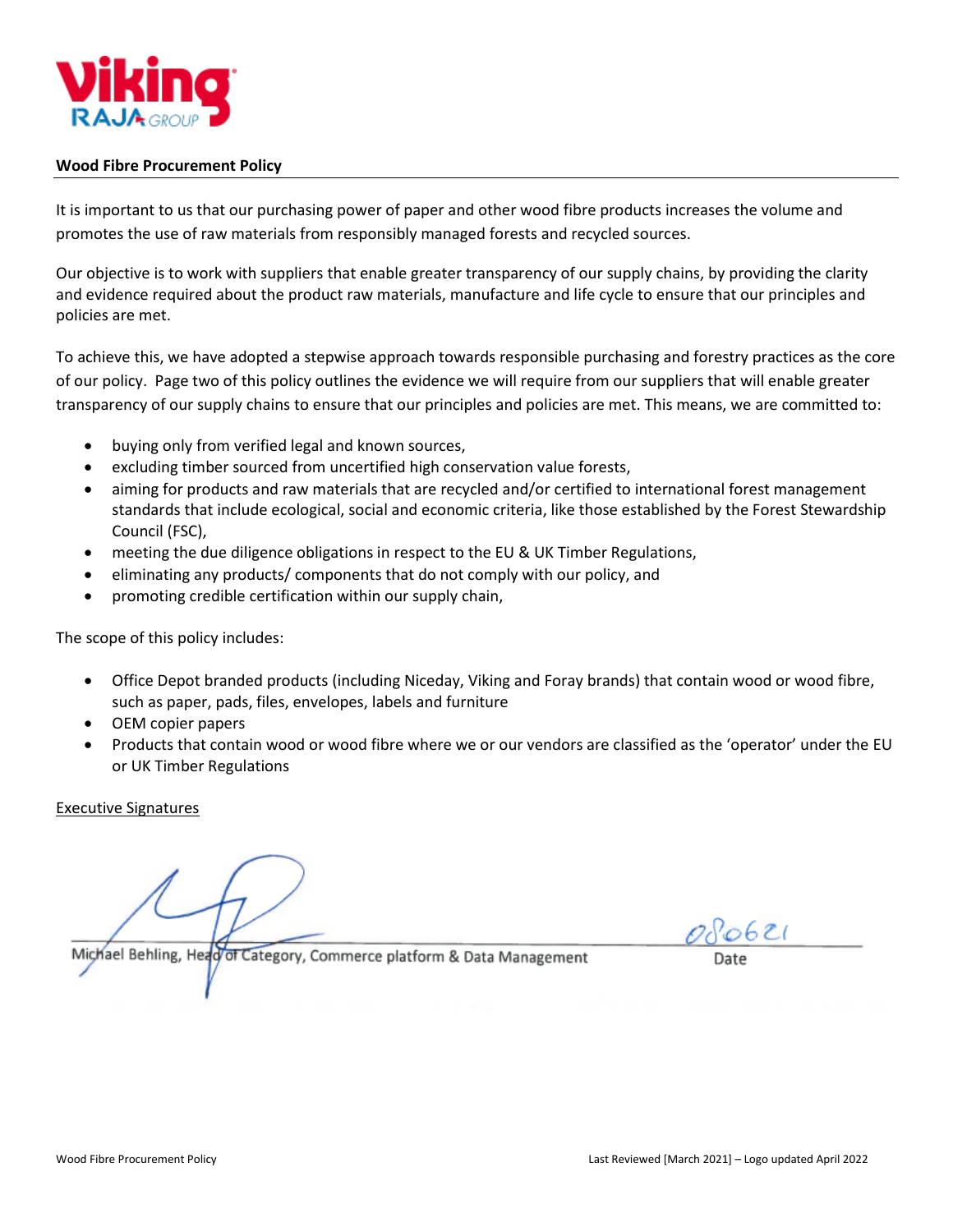**Wood Fibre Procurement Policy**

It is important to us that our purchasing power of paper and other wood fibre products increases the volume and promotes the use of raw materials from responsibly managed forests and recycled sources.

Our objective is to work with suppliers that enable greater transparency of our supply chains, by providing the clarity and evidence required about the product raw materials, manufacture and life cycle to ensure that our principles and policies are met.

To achieve this, we have adopted a stepwise approach towards responsible purchasing and forestry practices as the core of our policy. Page two of this policy outlines the evidence we will require from our suppliers that will enable greater transparency of our supply chains to ensure that our principles and policies are met. This means, we are committed to:

- buying only from verified legal and known sources,
- excluding timber sourced from uncertified high conservation value forests,
- aiming for products and raw materials that are recycled and/or certified to international forest management standards that include ecological, social and economic criteria, like those established by the Forest Stewardship Council (FSC),
- meeting the due diligence obligations in respect to the EU & UK Timber Regulations,
- eliminating any products/ components that do not comply with our policy, and
- promoting credible certification within our supply chain,

The scope of this policy includes:

- Office Depot branded products (including Niceday, Viking and Foray brands) that contain wood or wood fibre, such as paper, pads, files, envelopes, labels and furniture
- OEM copier papers
- Products that contain wood or wood fibre where we or our vendors are classified as the 'operator' under the EU or UK Timber Regulations

Executive Signatures

Michael Behling, Head of Category, Commerce platform & Data Management

080621

Date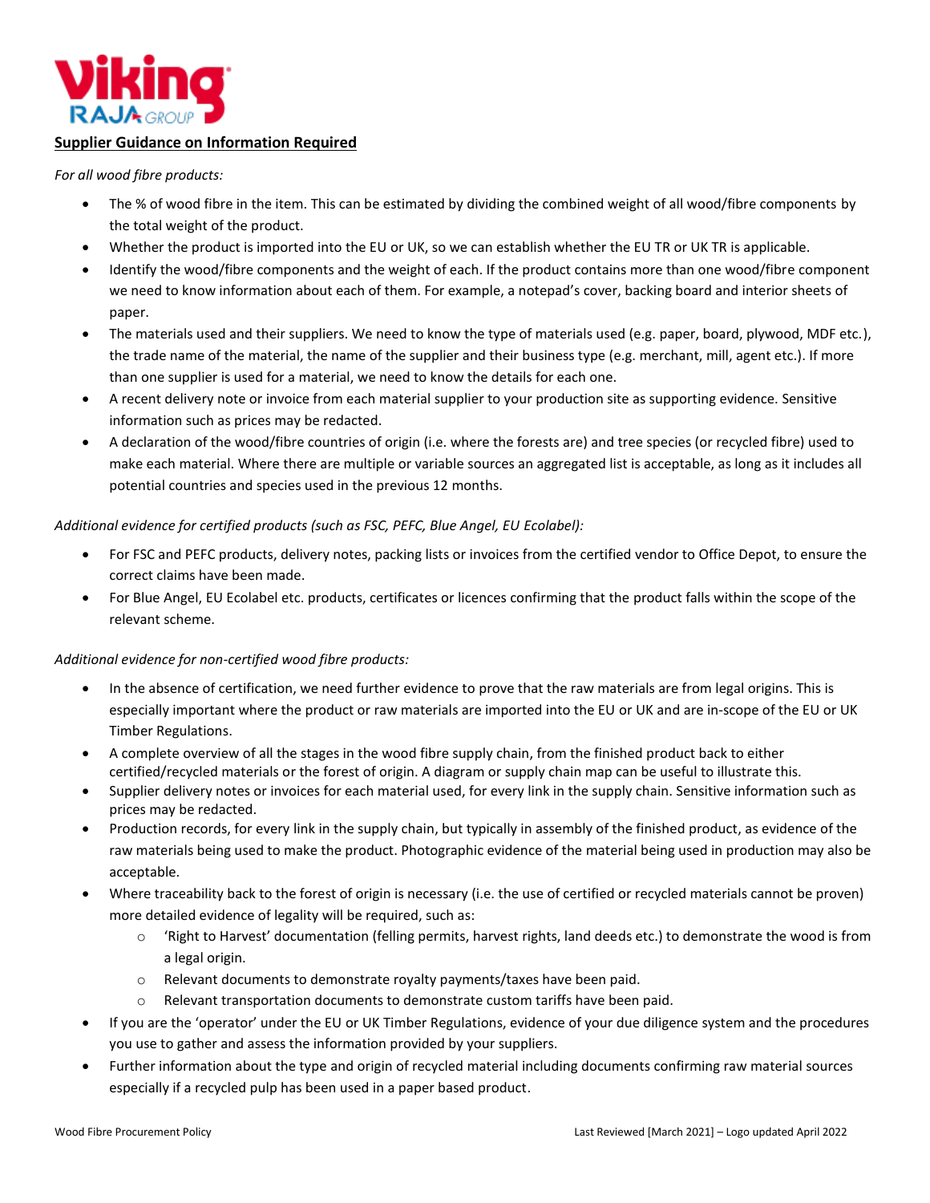## Supplier Guidance on Information Required

*For all wood fibre products:*

- The % of wood fibre in the item. This can be estimated by dividing the combined weight of all wood/fibre components by the total weight of the product.
- Whether the product is imported into the EU or UK, so we can establish whether the EU TR or UK TR is applicable.
- Identify the wood/fibre components and the weight of each. If the product contains more than one wood/fibre component we need to know information about each of them. For example, a notepad's cover, backing board and interior sheets of paper.
- The materials used and their suppliers. We need to know the type of materials used (e.g. paper, board, plywood, MDF etc.), the trade name of the material, the name of the supplier and their business type (e.g. merchant, mill, agent etc.). If more than one supplier is used for a material, we need to know the details for each one.
- A recent delivery note or invoice from each material supplier to your production site as supporting evidence. Sensitive information such as prices may be redacted.
- A declaration of the wood/fibre countries of origin (i.e. where the forests are) and tree species (or recycled fibre) used to make each material. Where there are multiple or variable sources an aggregated list is acceptable, as long as it includes all potential countries and species used in the previous 12 months.

*Additional evidence for certified products (such as FSC, PEFC, Blue Angel, EU Ecolabel):*

- For FSC and PEFC products, delivery notes, packing lists or invoices from the certified vendor to Office Depot, to ensure the correct claims have been made.
- For Blue Angel, EU Ecolabel etc. products, certificates or licences confirming that the product falls within the scope of the relevant scheme.

*Additional evidence for non-certified wood fibre products:*

- In the absence of certification, we need further evidence to prove that the raw materials are from legal origins. This is especially important where the product or raw materials are imported into the EU or UK and are in-scope of the EU or UK Timber Regulations.
- A complete overview of all the stages in the wood fibre supply chain, from the finished product back to either certified/recycled materials or the forest of origin. A diagram or supply chain map can be useful to illustrate this.
- Supplier delivery notes or invoices for each material used, for every link in the supply chain. Sensitive information such as prices may be redacted.
- Production records, for every link in the supply chain, but typically in assembly of the finished product, as evidence of the raw materials being used to make the product. Photographic evidence of the material being used in production may also be acceptable.
- Where traceability back to the forest of origin is necessary (i.e. the use of certified or recycled materials cannot be proven) more detailed evidence of legality will be required, such as:
  - 'Right to Harvest' documentation (felling permits, harvest rights, land deeds etc.) to demonstrate the wood is from a legal origin.
  - Relevant documents to demonstrate royalty payments/taxes have been paid.
  - Relevant transportation documents to demonstrate custom tariffs have been paid.
- If you are the 'operator' under the EU or UK Timber Regulations, evidence of your due diligence system and the procedures you use to gather and assess the information provided by your suppliers.
- Further information about the type and origin of recycled material including documents confirming raw material sources especially if a recycled pulp has been used in a paper based product.